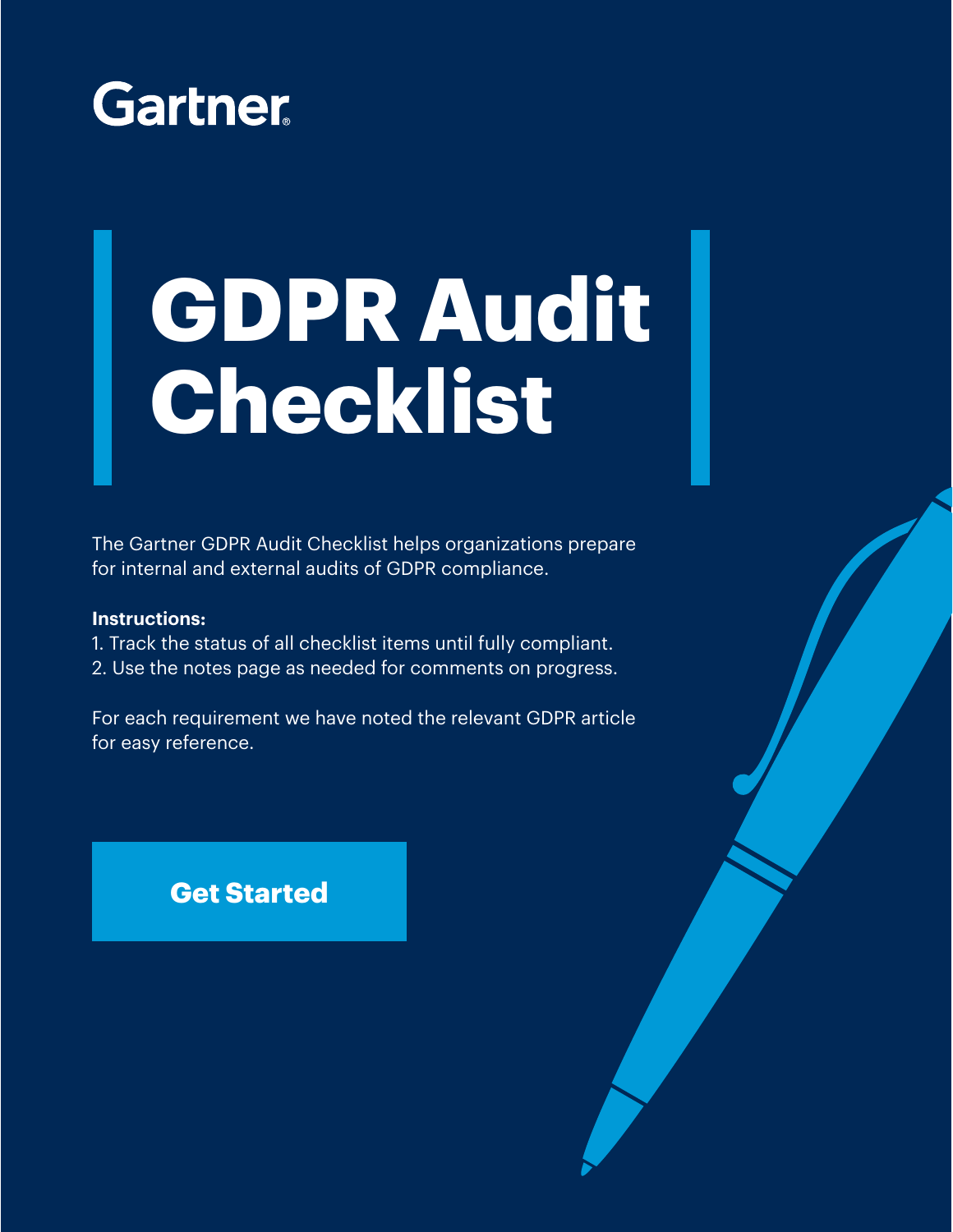Gartner

# GDPR Audit Checklist

The Gartner GDPR Audit Checklist helps organizations prepare for internal and external audits of GDPR compliance.

**Instructions:**

1. Track the status of all checklist items until fully compliant.
2. Use the notes page as needed for comments on progress.

For each requirement we have noted the relevant GDPR article for easy reference.

**Get Started**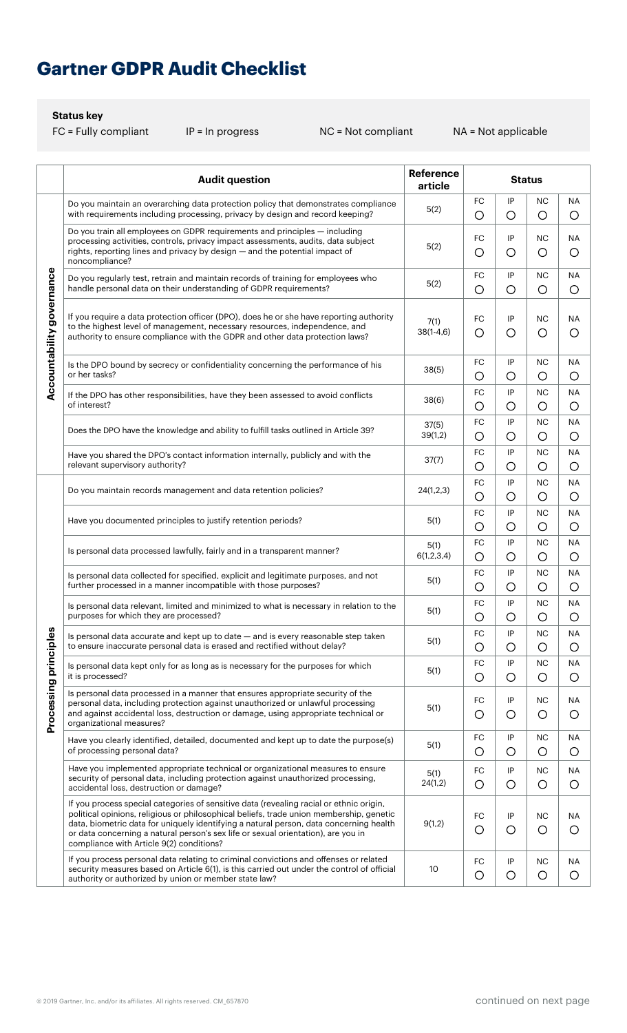# Gartner GDPR Audit Checklist

**Status key**

FC = Fully compliant　　IP = In progress　　NC = Not compliant　　NA = Not applicable

| | Audit question | Reference article | Status | | | |
|---|---|---|---|---|---|---|
| | | | FC | IP | NC | NA |
| **Accountability governance** | Do you maintain an overarching data protection policy that demonstrates compliance with requirements including processing, privacy by design and record keeping? | 5(2) | ○ | ○ | ○ | ○ |
| | Do you train all employees on GDPR requirements and principles — including processing activities, controls, privacy impact assessments, audits, data subject rights, reporting lines and privacy by design — and the potential impact of noncompliance? | 5(2) | ○ | ○ | ○ | ○ |
| | Do you regularly test, retrain and maintain records of training for employees who handle personal data on their understanding of GDPR requirements? | 5(2) | ○ | ○ | ○ | ○ |
| | If you require a data protection officer (DPO), does he or she have reporting authority to the highest level of management, necessary resources, independence, and authority to ensure compliance with the GDPR and other data protection laws? | 7(1) 38(1-4,6) | ○ | ○ | ○ | ○ |
| | Is the DPO bound by secrecy or confidentiality concerning the performance of his or her tasks? | 38(5) | ○ | ○ | ○ | ○ |
| | If the DPO has other responsibilities, have they been assessed to avoid conflicts of interest? | 38(6) | ○ | ○ | ○ | ○ |
| | Does the DPO have the knowledge and ability to fulfill tasks outlined in Article 39? | 37(5) 39(1,2) | ○ | ○ | ○ | ○ |
| | Have you shared the DPO's contact information internally, publicly and with the relevant supervisory authority? | 37(7) | ○ | ○ | ○ | ○ |
| **Processing principles** | Do you maintain records management and data retention policies? | 24(1,2,3) | ○ | ○ | ○ | ○ |
| | Have you documented principles to justify retention periods? | 5(1) | ○ | ○ | ○ | ○ |
| | Is personal data processed lawfully, fairly and in a transparent manner? | 5(1) 6(1,2,3,4) | ○ | ○ | ○ | ○ |
| | Is personal data collected for specified, explicit and legitimate purposes, and not further processed in a manner incompatible with those purposes? | 5(1) | ○ | ○ | ○ | ○ |
| | Is personal data relevant, limited and minimized to what is necessary in relation to the purposes for which they are processed? | 5(1) | ○ | ○ | ○ | ○ |
| | Is personal data accurate and kept up to date — and is every reasonable step taken to ensure inaccurate personal data is erased and rectified without delay? | 5(1) | ○ | ○ | ○ | ○ |
| | Is personal data kept only for as long as is necessary for the purposes for which it is processed? | 5(1) | ○ | ○ | ○ | ○ |
| | Is personal data processed in a manner that ensures appropriate security of the personal data, including protection against unauthorized or unlawful processing and against accidental loss, destruction or damage, using appropriate technical or organizational measures? | 5(1) | ○ | ○ | ○ | ○ |
| | Have you clearly identified, detailed, documented and kept up to date the purpose(s) of processing personal data? | 5(1) | ○ | ○ | ○ | ○ |
| | Have you implemented appropriate technical or organizational measures to ensure security of personal data, including protection against unauthorized processing, accidental loss, destruction or damage? | 5(1) 24(1,2) | ○ | ○ | ○ | ○ |
| | If you process special categories of sensitive data (revealing racial or ethnic origin, political opinions, religious or philosophical beliefs, trade union membership, genetic data, biometric data for uniquely identifying a natural person, data concerning health or data concerning a natural person's sex life or sexual orientation), are you in compliance with Article 9(2) conditions? | 9(1,2) | ○ | ○ | ○ | ○ |
| | If you process personal data relating to criminal convictions and offenses or related security measures based on Article 6(1), is this carried out under the control of official authority or authorized by union or member state law? | 10 | ○ | ○ | ○ | ○ |

© 2019 Gartner, Inc. and/or its affiliates. All rights reserved. CM_657870

continued on next page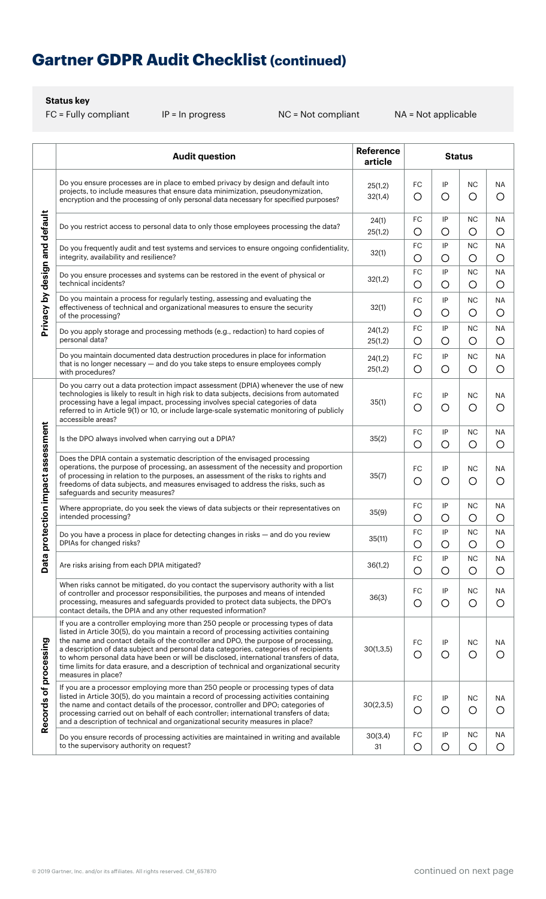# Gartner GDPR Audit Checklist (continued)

**Status key**

FC = Fully compliant IP = In progress NC = Not compliant NA = Not applicable

| | Audit question | Reference article | Status | | | |
|---|---|---|---|---|---|---|
| Privacy by design and default | Do you ensure processes are in place to embed privacy by design and default into projects, to include measures that ensure data minimization, pseudonymization, encryption and the processing of only personal data necessary for specified purposes? | 25(1,2) 32(1,4) | FC ○ | IP ○ | NC ○ | NA ○ |
| | Do you restrict access to personal data to only those employees processing the data? | 24(1) 25(1,2) | FC ○ | IP ○ | NC ○ | NA ○ |
| | Do you frequently audit and test systems and services to ensure ongoing confidentiality, integrity, availability and resilience? | 32(1) | FC ○ | IP ○ | NC ○ | NA ○ |
| | Do you ensure processes and systems can be restored in the event of physical or technical incidents? | 32(1,2) | FC ○ | IP ○ | NC ○ | NA ○ |
| | Do you maintain a process for regularly testing, assessing and evaluating the effectiveness of technical and organizational measures to ensure the security of the processing? | 32(1) | FC ○ | IP ○ | NC ○ | NA ○ |
| | Do you apply storage and processing methods (e.g., redaction) to hard copies of personal data? | 24(1,2) 25(1,2) | FC ○ | IP ○ | NC ○ | NA ○ |
| | Do you maintain documented data destruction procedures in place for information that is no longer necessary — and do you take steps to ensure employees comply with procedures? | 24(1,2) 25(1,2) | FC ○ | IP ○ | NC ○ | NA ○ |
| Data protection impact assessment | Do you carry out a data protection impact assessment (DPIA) whenever the use of new technologies is likely to result in high risk to data subjects, decisions from automated processing have a legal impact, processing involves special categories of data referred to in Article 9(1) or 10, or include large-scale systematic monitoring of publicly accessible areas? | 35(1) | FC ○ | IP ○ | NC ○ | NA ○ |
| | Is the DPO always involved when carrying out a DPIA? | 35(2) | FC ○ | IP ○ | NC ○ | NA ○ |
| | Does the DPIA contain a systematic description of the envisaged processing operations, the purpose of processing, an assessment of the necessity and proportion of processing in relation to the purposes, an assessment of the risks to rights and freedoms of data subjects, and measures envisaged to address the risks, such as safeguards and security measures? | 35(7) | FC ○ | IP ○ | NC ○ | NA ○ |
| | Where appropriate, do you seek the views of data subjects or their representatives on intended processing? | 35(9) | FC ○ | IP ○ | NC ○ | NA ○ |
| | Do you have a process in place for detecting changes in risks — and do you review DPIAs for changed risks? | 35(11) | FC ○ | IP ○ | NC ○ | NA ○ |
| | Are risks arising from each DPIA mitigated? | 36(1,2) | FC ○ | IP ○ | NC ○ | NA ○ |
| | When risks cannot be mitigated, do you contact the supervisory authority with a list of controller and processor responsibilities, the purposes and means of intended processing, measures and safeguards provided to protect data subjects, the DPO's contact details, the DPIA and any other requested information? | 36(3) | FC ○ | IP ○ | NC ○ | NA ○ |
| Records of processing | If you are a controller employing more than 250 people or processing types of data listed in Article 30(5), do you maintain a record of processing activities containing the name and contact details of the controller and DPO, the purpose of processing, a description of data subject and personal data categories, categories of recipients to whom personal data have been or will be disclosed, international transfers of data, time limits for data erasure, and a description of technical and organizational security measures in place? | 30(1,3,5) | FC ○ | IP ○ | NC ○ | NA ○ |
| | If you are a processor employing more than 250 people or processing types of data listed in Article 30(5), do you maintain a record of processing activities containing the name and contact details of the processor, controller and DPO; categories of processing carried out on behalf of each controller; international transfers of data; and a description of technical and organizational security measures in place? | 30(2,3,5) | FC ○ | IP ○ | NC ○ | NA ○ |
| | Do you ensure records of processing activities are maintained in writing and available to the supervisory authority on request? | 30(3,4) 31 | FC ○ | IP ○ | NC ○ | NA ○ |

© 2019 Gartner, Inc. and/or its affiliates. All rights reserved. CM_657870

continued on next page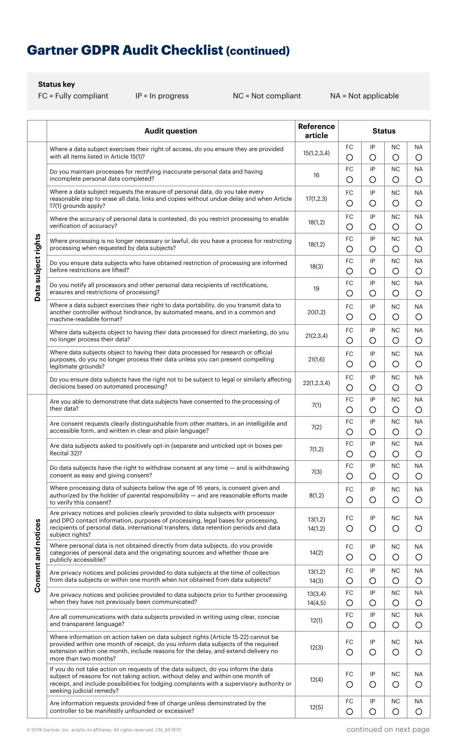# Gartner GDPR Audit Checklist (continued)

**Status key**

FC = Fully compliant IP = In progress NC = Not compliant NA = Not applicable

| | Audit question | Reference article | Status | | | |
|---|---|---|---|---|---|---|
| | | | FC | IP | NC | NA |
| Data subject rights | Where a data subject exercises their right of access, do you ensure they are provided with all items listed in Article 15(1)? | 15(1,2,3,4) | ○ | ○ | ○ | ○ |
| | Do you maintain processes for rectifying inaccurate personal data and having incomplete personal data completed? | 16 | ○ | ○ | ○ | ○ |
| | Where a data subject requests the erasure of personal data, do you take every reasonable step to erase all data, links and copies without undue delay and when Article 17(1) grounds apply? | 17(1,2,3) | ○ | ○ | ○ | ○ |
| | Where the accuracy of personal data is contested, do you restrict processing to enable verification of accuracy? | 18(1,2) | ○ | ○ | ○ | ○ |
| | Where processing is no longer necessary or lawful, do you have a process for restricting processing when requested by data subjects? | 18(1,2) | ○ | ○ | ○ | ○ |
| | Do you ensure data subjects who have obtained restriction of processing are informed before restrictions are lifted? | 18(3) | ○ | ○ | ○ | ○ |
| | Do you notify all processors and other personal data recipients of rectifications, erasures and restrictions of processing? | 19 | ○ | ○ | ○ | ○ |
| | Where a data subject exercises their right to data portability, do you transmit data to another controller without hindrance, by automated means, and in a common and machine-readable format? | 20(1,2) | ○ | ○ | ○ | ○ |
| | Where data subjects object to having their data processed for direct marketing, do you no longer process their data? | 21(2,3,4) | ○ | ○ | ○ | ○ |
| | Where data subjects object to having their data processed for research or official purposes, do you no longer process their data unless you can present compelling legitimate grounds? | 21(1,6) | ○ | ○ | ○ | ○ |
| | Do you ensure data subjects have the right not to be subject to legal or similarly affecting decisions based on automated processing? | 22(1,2,3,4) | ○ | ○ | ○ | ○ |
| Consent and notices | Are you able to demonstrate that data subjects have consented to the processing of their data? | 7(1) | ○ | ○ | ○ | ○ |
| | Are consent requests clearly distinguishable from other matters, in an intelligible and accessible form, and written in clear and plain language? | 7(2) | ○ | ○ | ○ | ○ |
| | Are data subjects asked to positively opt-in (separate and unticked opt-in boxes per Recital 32)? | 7(1,2) | ○ | ○ | ○ | ○ |
| | Do data subjects have the right to withdraw consent at any time — and is withdrawing consent as easy and giving consent? | 7(3) | ○ | ○ | ○ | ○ |
| | Where processing data of subjects below the age of 16 years, is consent given and authorized by the holder of parental responsibility — and are reasonable efforts made to verify this consent? | 8(1,2) | ○ | ○ | ○ | ○ |
| | Are privacy notices and policies clearly provided to data subjects with processor and DPO contact information, purposes of processing, legal bases for processing, recipients of personal data, international transfers, data retention periods and data subject rights? | 13(1,2) 14(1,2) | ○ | ○ | ○ | ○ |
| | Where personal data is not obtained directly from data subjects, do you provide categories of personal data and the originating sources and whether those are publicly accessible? | 14(2) | ○ | ○ | ○ | ○ |
| | Are privacy notices and policies provided to data subjects at the time of collection from data subjects or within one month when not obtained from data subjects? | 13(1,2) 14(3) | ○ | ○ | ○ | ○ |
| | Are privacy notices and policies provided to data subjects prior to further processing when they have not previously been communicated? | 13(3,4) 14(4,5) | ○ | ○ | ○ | ○ |
| | Are all communications with data subjects provided in writing using clear, concise and transparent language? | 12(1) | ○ | ○ | ○ | ○ |
| | Where information on action taken on data subject rights (Article 15-22) cannot be provided within one month of receipt, do you inform data subjects of the required extension within one month, include reasons for the delay, and extend delivery no more than two months? | 12(3) | ○ | ○ | ○ | ○ |
| | If you do not take action on requests of the data subject, do you inform the data subject of reasons for not taking action, without delay and within one month of receipt, and include possibilities for lodging complaints with a supervisory authority or seeking judicial remedy? | 12(4) | ○ | ○ | ○ | ○ |
| | Are information requests provided free of charge unless demonstrated by the controller to be manifestly unfounded or excessive? | 12(5) | ○ | ○ | ○ | ○ |

© 2019 Gartner, Inc. and/or its affiliates. All rights reserved. CM_657870

continued on next page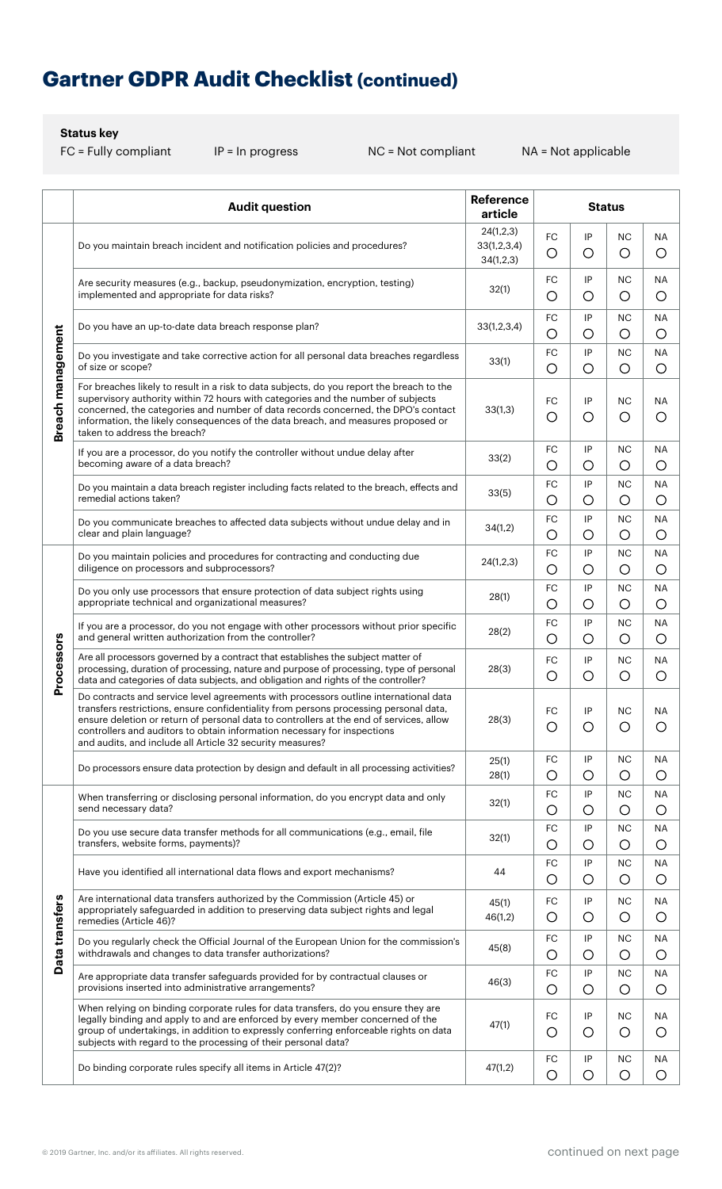# Gartner GDPR Audit Checklist (continued)

**Status key**

FC = Fully compliant IP = In progress NC = Not compliant NA = Not applicable

| | Audit question | Reference article | Status | | | |
|---|---|---|---|---|---|---|
| **Breach management** | Do you maintain breach incident and notification policies and procedures? | 24(1,2,3) 33(1,2,3,4) 34(1,2,3) | FC ○ | IP ○ | NC ○ | NA ○ |
| | Are security measures (e.g., backup, pseudonymization, encryption, testing) implemented and appropriate for data risks? | 32(1) | FC ○ | IP ○ | NC ○ | NA ○ |
| | Do you have an up-to-date data breach response plan? | 33(1,2,3,4) | FC ○ | IP ○ | NC ○ | NA ○ |
| | Do you investigate and take corrective action for all personal data breaches regardless of size or scope? | 33(1) | FC ○ | IP ○ | NC ○ | NA ○ |
| | For breaches likely to result in a risk to data subjects, do you report the breach to the supervisory authority within 72 hours with categories and the number of subjects concerned, the categories and number of data records concerned, the DPO's contact information, the likely consequences of the data breach, and measures proposed or taken to address the breach? | 33(1,3) | FC ○ | IP ○ | NC ○ | NA ○ |
| | If you are a processor, do you notify the controller without undue delay after becoming aware of a data breach? | 33(2) | FC ○ | IP ○ | NC ○ | NA ○ |
| | Do you maintain a data breach register including facts related to the breach, effects and remedial actions taken? | 33(5) | FC ○ | IP ○ | NC ○ | NA ○ |
| | Do you communicate breaches to affected data subjects without undue delay and in clear and plain language? | 34(1,2) | FC ○ | IP ○ | NC ○ | NA ○ |
| **Processors** | Do you maintain policies and procedures for contracting and conducting due diligence on processors and subprocessors? | 24(1,2,3) | FC ○ | IP ○ | NC ○ | NA ○ |
| | Do you only use processors that ensure protection of data subject rights using appropriate technical and organizational measures? | 28(1) | FC ○ | IP ○ | NC ○ | NA ○ |
| | If you are a processor, do you not engage with other processors without prior specific and general written authorization from the controller? | 28(2) | FC ○ | IP ○ | NC ○ | NA ○ |
| | Are all processors governed by a contract that establishes the subject matter of processing, duration of processing, nature and purpose of processing, type of personal data and categories of data subjects, and obligation and rights of the controller? | 28(3) | FC ○ | IP ○ | NC ○ | NA ○ |
| | Do contracts and service level agreements with processors outline international data transfers restrictions, ensure confidentiality from persons processing personal data, ensure deletion or return of personal data to controllers at the end of services, allow controllers and auditors to obtain information necessary for inspections and audits, and include all Article 32 security measures? | 28(3) | FC ○ | IP ○ | NC ○ | NA ○ |
| | Do processors ensure data protection by design and default in all processing activities? | 25(1) 28(1) | FC ○ | IP ○ | NC ○ | NA ○ |
| **Data transfers** | When transferring or disclosing personal information, do you encrypt data and only send necessary data? | 32(1) | FC ○ | IP ○ | NC ○ | NA ○ |
| | Do you use secure data transfer methods for all communications (e.g., email, file transfers, website forms, payments)? | 32(1) | FC ○ | IP ○ | NC ○ | NA ○ |
| | Have you identified all international data flows and export mechanisms? | 44 | FC ○ | IP ○ | NC ○ | NA ○ |
| | Are international data transfers authorized by the Commission (Article 45) or appropriately safeguarded in addition to preserving data subject rights and legal remedies (Article 46)? | 45(1) 46(1,2) | FC ○ | IP ○ | NC ○ | NA ○ |
| | Do you regularly check the Official Journal of the European Union for the commission's withdrawals and changes to data transfer authorizations? | 45(8) | FC ○ | IP ○ | NC ○ | NA ○ |
| | Are appropriate data transfer safeguards provided for by contractual clauses or provisions inserted into administrative arrangements? | 46(3) | FC ○ | IP ○ | NC ○ | NA ○ |
| | When relying on binding corporate rules for data transfers, do you ensure they are legally binding and apply to and are enforced by every member concerned of the group of undertakings, in addition to expressly conferring enforceable rights on data subjects with regard to the processing of their personal data? | 47(1) | FC ○ | IP ○ | NC ○ | NA ○ |
| | Do binding corporate rules specify all items in Article 47(2)? | 47(1,2) | FC ○ | IP ○ | NC ○ | NA ○ |

© 2019 Gartner, Inc. and/or its affiliates. All rights reserved.

continued on next page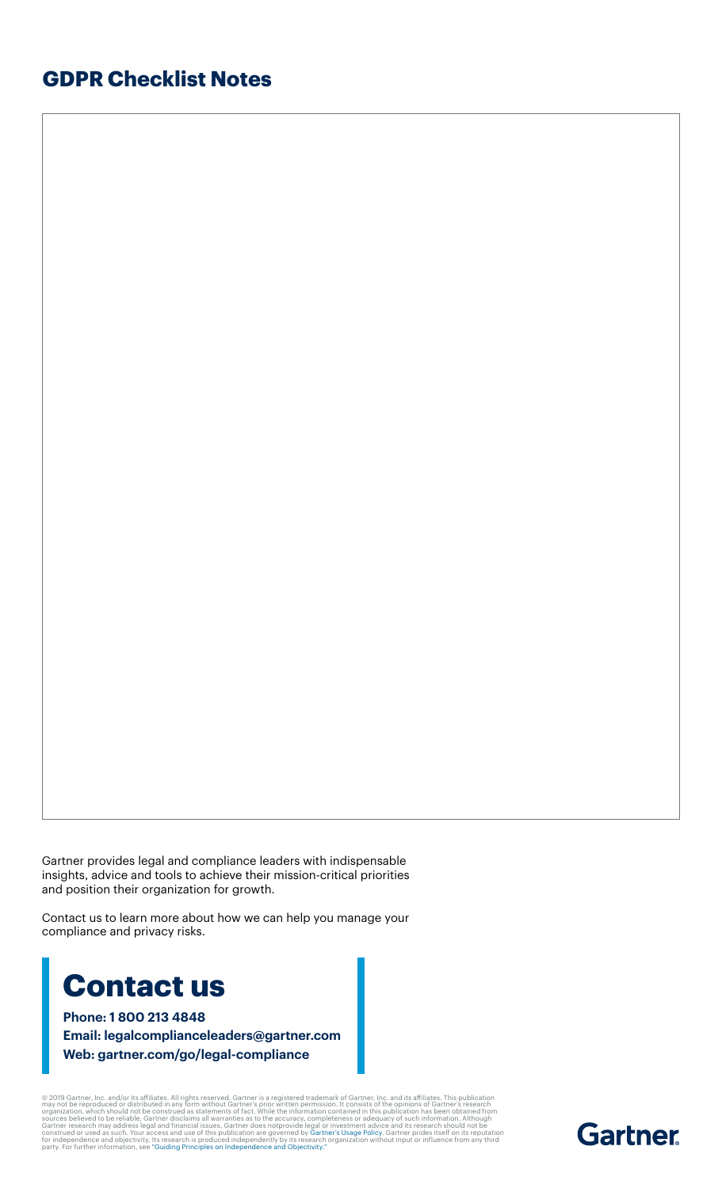## GDPR Checklist Notes

Gartner provides legal and compliance leaders with indispensable insights, advice and tools to achieve their mission-critical priorities and position their organization for growth.

Contact us to learn more about how we can help you manage your compliance and privacy risks.

# Contact us

**Phone: 1 800 213 4848**

**Email: legalcomplianceleaders@gartner.com**

**Web: gartner.com/go/legal-compliance**

© 2019 Gartner, Inc. and/or its affiliates. All rights reserved. Gartner is a registered trademark of Gartner, Inc. and its affiliates. This publication may not be reproduced or distributed in any form without Gartner's prior written permission. It consists of the opinions of Gartner's research organization, which should not be construed as statements of fact. While the information contained in this publication has been obtained from sources believed to be reliable, Gartner disclaims all warranties as to the accuracy, completeness or adequacy of such information. Although Gartner research may address legal and financial issues, Gartner does notprovide legal or investment advice and its research should not be construed or used as such. Your access and use of this publication are governed by Gartner's Usage Policy. Gartner prides itself on its reputation for independence and objectivity. Its research is produced independently by its research organization without input or influence from any third party. For further information, see "Guiding Principles on Independence and Objectivity."

Gartner.